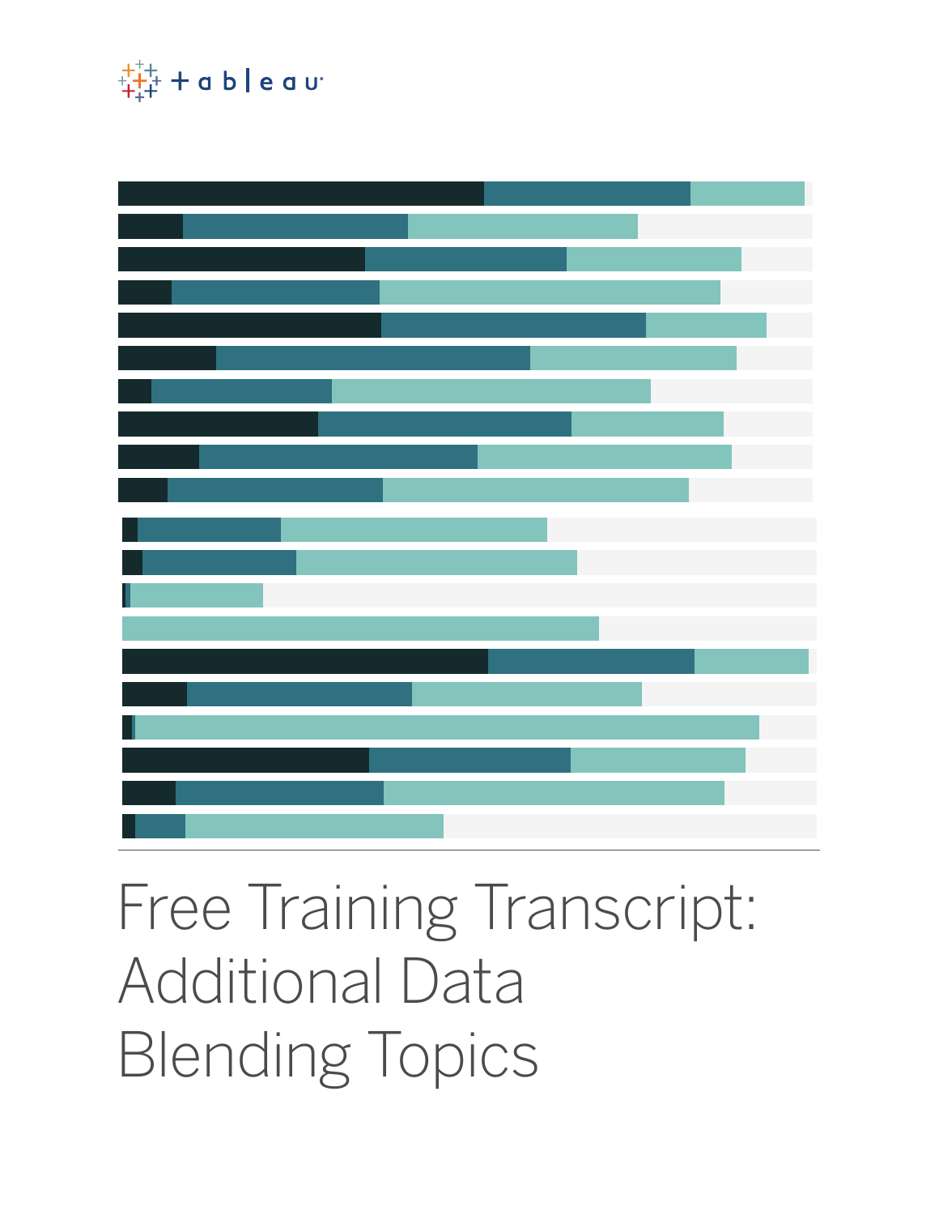# Free Training Transcript: Additional Data Blending Topics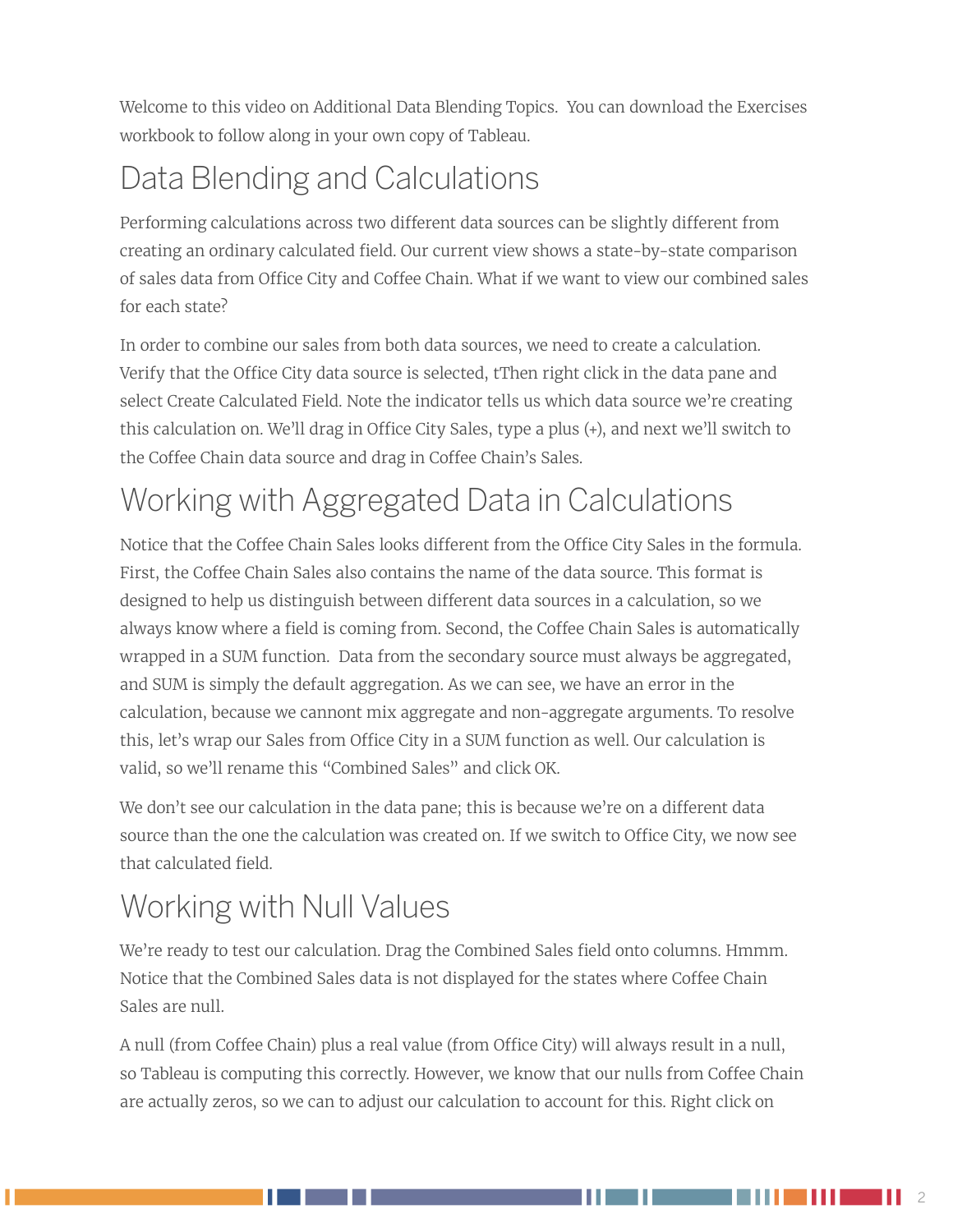Welcome to this video on Additional Data Blending Topics.  You can download the Exercises workbook to follow along in your own copy of Tableau.

## Data Blending and Calculations

Performing calculations across two different data sources can be slightly different from creating an ordinary calculated field. Our current view shows a state-by-state comparison of sales data from Office City and Coffee Chain. What if we want to view our combined sales for each state?

In order to combine our sales from both data sources, we need to create a calculation. Verify that the Office City data source is selected, tThen right click in the data pane and select Create Calculated Field. Note the indicator tells us which data source we're creating this calculation on. We'll drag in Office City Sales, type a plus (+), and next we'll switch to the Coffee Chain data source and drag in Coffee Chain's Sales.

## Working with Aggregated Data in Calculations

Notice that the Coffee Chain Sales looks different from the Office City Sales in the formula. First, the Coffee Chain Sales also contains the name of the data source. This format is designed to help us distinguish between different data sources in a calculation, so we always know where a field is coming from. Second, the Coffee Chain Sales is automatically wrapped in a SUM function.  Data from the secondary source must always be aggregated, and SUM is simply the default aggregation. As we can see, we have an error in the calculation, because we cannnot mix aggregate and non-aggregate arguments. To resolve this, let's wrap our Sales from Office City in a SUM function as well. Our calculation is valid, so we'll rename this "Combined Sales" and click OK.

We don't see our calculation in the data pane; this is because we're on a different data source than the one the calculation was created on. If we switch to Office City, we now see that calculated field.

## Working with Null Values

We're ready to test our calculation. Drag the Combined Sales field onto columns. Hmmm. Notice that the Combined Sales data is not displayed for the states where Coffee Chain Sales are null.

A null (from Coffee Chain) plus a real value (from Office City) will always result in a null, so Tableau is computing this correctly. However, we know that our nulls from Coffee Chain are actually zeros, so we can to adjust our calculation to account for this. Right click on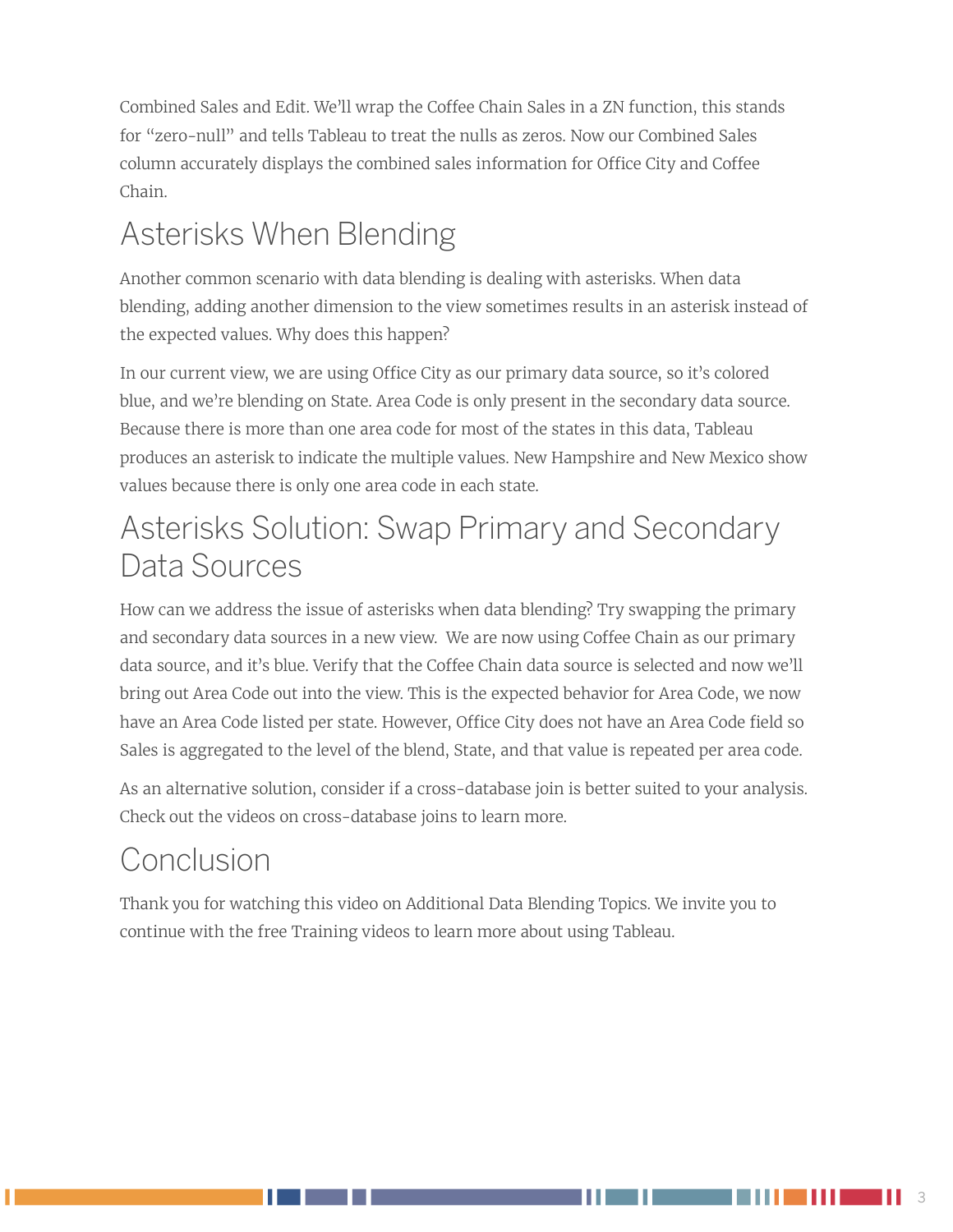Combined Sales and Edit. We'll wrap the Coffee Chain Sales in a ZN function, this stands for "zero-null" and tells Tableau to treat the nulls as zeros. Now our Combined Sales column accurately displays the combined sales information for Office City and Coffee Chain.

## Asterisks When Blending

Another common scenario with data blending is dealing with asterisks. When data blending, adding another dimension to the view sometimes results in an asterisk instead of the expected values. Why does this happen?

In our current view, we are using Office City as our primary data source, so it's colored blue, and we're blending on State. Area Code is only present in the secondary data source. Because there is more than one area code for most of the states in this data, Tableau produces an asterisk to indicate the multiple values. New Hampshire and New Mexico show values because there is only one area code in each state.

## Asterisks Solution: Swap Primary and Secondary Data Sources

How can we address the issue of asterisks when data blending? Try swapping the primary and secondary data sources in a new view.  We are now using Coffee Chain as our primary data source, and it's blue. Verify that the Coffee Chain data source is selected and now we'll bring out Area Code out into the view. This is the expected behavior for Area Code, we now have an Area Code listed per state. However, Office City does not have an Area Code field so Sales is aggregated to the level of the blend, State, and that value is repeated per area code.

As an alternative solution, consider if a cross-database join is better suited to your analysis. Check out the videos on cross-database joins to learn more.

## Conclusion

Thank you for watching this video on Additional Data Blending Topics. We invite you to continue with the free Training videos to learn more about using Tableau.